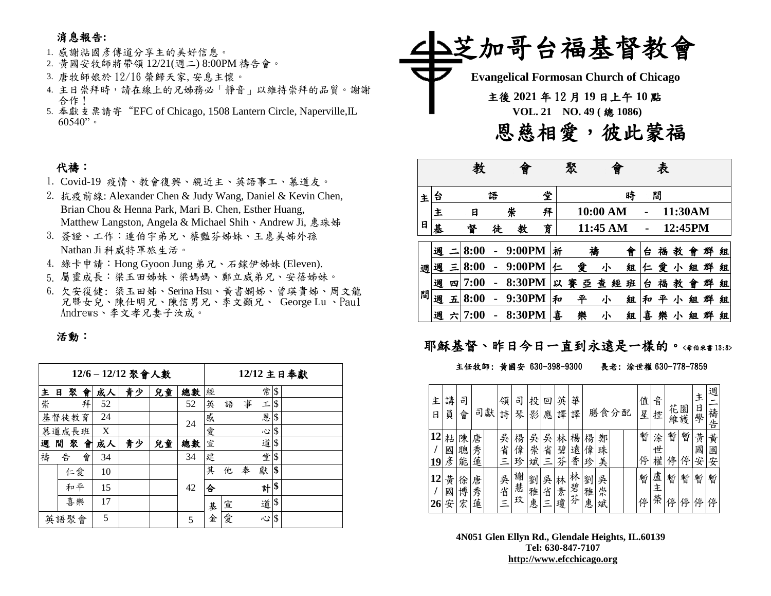# 芝加哥台福基督教會

**Evangelical Formosan Church of Chicago**

**主後 2021 年 12 月 19 日上午 10 點**

**VOL. 21 NO. 49 ( 總 1086)**

## 恩慈相愛，彼此蒙福

| 教會聚會表 | | | |
|---|---|---|---|
| 主日 | 台語堂 | 時間 | |
| | 主日崇拜 | 10:00 AM - 11:30AM | |
| | 基督徒教育 | 11:45 AM - 12:45PM | |
| 週間 | 週二 8:00 - 9:00PM | 祈禱會 | 台福教會群組 |
| | 週三 8:00 - 9:00PM | 仁愛小組 | 仁愛小組群組 |
| | 週四 7:00 - 8:30PM | 以賽亞查經班 | 台福教會群組 |
| | 週五 8:00 - 9:30PM | 和平小組 | 和平小組群組 |
| | 週六 7:00 - 8:30PM | 喜樂小組 | 喜樂小組群組 |

**耶穌基督、昨日今日一直到永遠是一樣的。**<希伯來書 13:8>

主任牧師: 黃國安 630-398-9300 長老: 涂世權 630-778-7859

| 主日 | 講員 | 司會 | 司獻 | | 領詩 | 司琴 | 投影 | 回應 | 英譯 | 華譯 | 膳食分配 | | | | 值星 | 音控 | 花園維護 | | 主日學 | 週二禱告 |
|---|---|---|---|---|---|---|---|---|---|---|---|---|---|---|---|---|---|---|---|---|
| 12/19 | 粘國彥 | 陳聰能 | 唐秀蓮 | | 吳省三 | 楊偉珍 | 吳崇斌 | 吳省三 | 林碧芬 | 楊遠香 | 楊偉珍 | 鄭珠美 | | | 暫停 | 涂世權 | 暫停 | 暫停 | 黃國安 | 黃國安 |
| 12/26 | 黃國安 | 徐博宏 | 唐秀蓮 | | 吳省三 | 謝慧玟 | 劉雅惠 | 吳省三 | 林素瓊 | 林碧芬 | 劉雅惠 | 吳崇斌 | | | 暫停 | 盧主榮 | 暫停 | 暫停 | 暫停 | 暫停 |

**4N051 Glen Ellyn Rd., Glendale Heights, IL.60139**
**Tel: 630-847-7107**
**http://www.efcchicago.org**

### 消息報告:

1. 感謝粘國彥傳道分享主的美好信息。
2. 黃國安牧師將帶領 12/21(週二) 8:00PM 禱告會。
3. 唐牧師娘於 12/16 榮歸天家, 安息主懷。
4. 主日崇拜時，請在線上的兄姊務必「靜音」以維持崇拜的品質。謝謝合作！
5. 奉獻支票請寄 "EFC of Chicago, 1508 Lantern Circle, Naperville,IL 60540"。

### 代禱：

1. Covid-19 疫情、教會復興、親近主、英語事工、慕道友。
2. 抗疫前線: Alexander Chen & Judy Wang, Daniel & Kevin Chen, Brian Chou & Henna Park, Mari B. Chen, Esther Huang, Matthew Langston, Angela & Michael Shih、Andrew Ji, 惠珠姊
3. 簽證、工作：連伯宇弟兄、蔡豔芬姊妹、王惠美姊外孫 Nathan Ji 科威特軍旅生活。
4. 綠卡申請：Hong Gyoon Jung 弟兄、石鎵伊姊妹 (Eleven).
5. 屬靈成長：梁玉田姊妹、梁媽媽、鄭立威弟兄、安蓓姊妹。
6. 欠安復健: 梁玉田姊、Serina Hsu、黃書嫻姊、曾瑛貴姊、周文龍兄暨女兒、陳仕明兄、陳信男兄、李文顯兄、 George Lu 、Paul Andrews、李文孝兄妻子汝成。

### 活動：

| 12/6 – 12/12 聚會人數 | | | | | 12/12 主日奉獻 | | |
|---|---|---|---|---|---|---|---|
| 主日聚會 | 成人 | 青少 | 兒童 | 總數 | 經常 | | $ |
| 崇拜 | 52 | | | 52 | 英語事工 | | $ |
| 基督徒教育 | 24 | | | 24 | 感恩 | | $ |
| 慕道成長班 | X | | | | 愛心 | | $ |
| 週間聚會 | 成人 | 青少 | 兒童 | 總數 | 宣道 | | $ |
| 禱告會 | 34 | | | 34 | 建堂 | | $ |
| 仁愛 | 10 | | | 42 | 其他奉獻 | | $ |
| 和平 | 15 | | | | 合計 | | $ |
| 喜樂 | 17 | | | | 基金 | 宣道 | $ |
| 英語聚會 | 5 | | | 5 | | 愛心 | $ |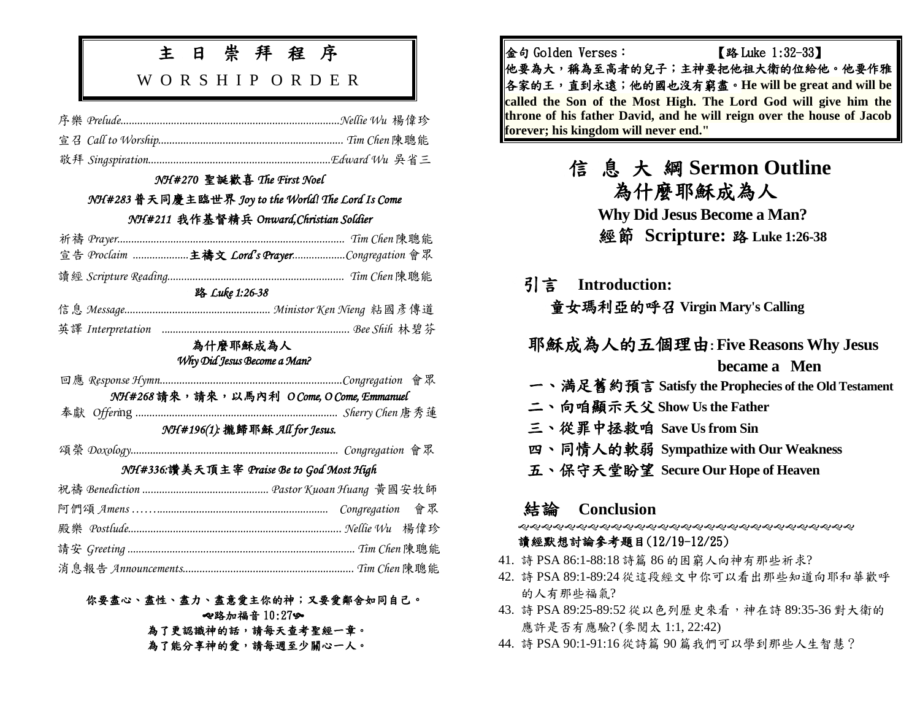# 主 日 崇 拜 程 序

## WORSHIP ORDER

序樂 *Prelude*.............................................................................*Nellie Wu* 楊偉珍

宣召 *Call to Worship*.................................................................. *Tim Chen* 陳聰能

敬拜 *Singspiration*.................................................................*Edward Wu* 吳省三

*NH#270 聖誕歡喜 The First Noel*

*NH#283 普天同慶主臨世界 Joy to the World! The Lord Is Come*

*NH#211 我作基督精兵 Onward,Christian Soldier*

祈禱 *Prayer*................................................................................ *Tim Chen* 陳聰能

宣告 *Proclaim* ....................**主禱文 *Lord's Prayer***..................*Congregation* 會眾

讀經 *Scripture Reading*.............................................................. *Tim Chen* 陳聰能

*路 Luke 1:26-38*

信息 *Message*.................................................... *Minister Ken Nieng* 粘國彥傳道

英譯 *Interpretation* .................................................................. *Bee Shih* 林碧芬

*為什麼耶穌成為人*

*Why Did Jesus Become a Man?*

回應 *Response Hymn*.................................................................*Congregation* 會眾

*NH#268 請來，請來，以馬內利 O Come, O Come, Emmanuel*

奉獻 *Offering* ....................................................................... *Sherry Chen* 唐秀蓮

*NH#196(1): 攏歸耶穌 All for Jesus.*

頌榮 *Doxology*......................................................................... *Congregation* 會眾

*NH#336:讚美天頂主宰 Praise Be to God Most High*

祝禱 *Benediction* ............................................ *Pastor Kuoan Huang* 黃國安牧師

阿們頌 *Amens* ……........................................................... *Congregation* 會眾

殿樂 *Postlude*........................................................................... *Nellie Wu* 楊偉珍

請安 *Greeting* ............................................................................... *Tim Chen* 陳聰能

消息報告 *Announcements*............................................................ *Tim Chen* 陳聰能

**你要盡心、盡性、盡力、盡意愛主你的神；又要愛鄰舍如同自己。**

**路加福音 10:27**

**為了更認識神的話，請每天查考聖經一章。**

**為了能分享神的愛，請每週至少關心一人。**

---

金句 Golden Verses： 【路 Luke 1:32-33】

**他要為大，稱為至高者的兒子；主神要把他祖大衛的位給他。他要作雅各家的王，直到永遠；他的國也沒有窮盡。He will be great and will be called the Son of the Most High. The Lord God will give him the throne of his father David, and he will reign over the house of Jacob forever; his kingdom will never end."**

# 信 息 大 綱 Sermon Outline

## 為什麼耶穌成為人

**Why Did Jesus Become a Man?**

**經節 Scripture: 路 Luke 1:26-38**

### 引言 Introduction:

**童女瑪利亞的呼召 Virgin Mary's Calling**

### 耶穌成為人的五個理由: Five Reasons Why Jesus became a Men

**一、滿足舊約預言 Satisfy the Prophecies of the Old Testament**

**二、向咱顯示天父 Show Us the Father**

**三、從罪中拯救咱 Save Us from Sin**

**四、同情人的軟弱 Sympathize with Our Weakness**

**五、保守天堂盼望 Secure Our Hope of Heaven**

### 結論 Conclusion

**讀經默想討論參考題目(12/19-12/25)**

41. 詩 PSA 86:1-88:18 詩篇 86 的困窮人向神有那些祈求?
42. 詩 PSA 89:1-89:24 從這段經文中你可以看出那些知道向耶和華歡呼的人有那些福氣?
43. 詩 PSA 89:25-89:52 從以色列歷史來看，神在詩 89:35-36 對大衛的應許是否有應驗? (參閱太 1:1, 22:42)
44. 詩 PSA 90:1-91:16 從詩篇 90 篇我們可以學到那些人生智慧？